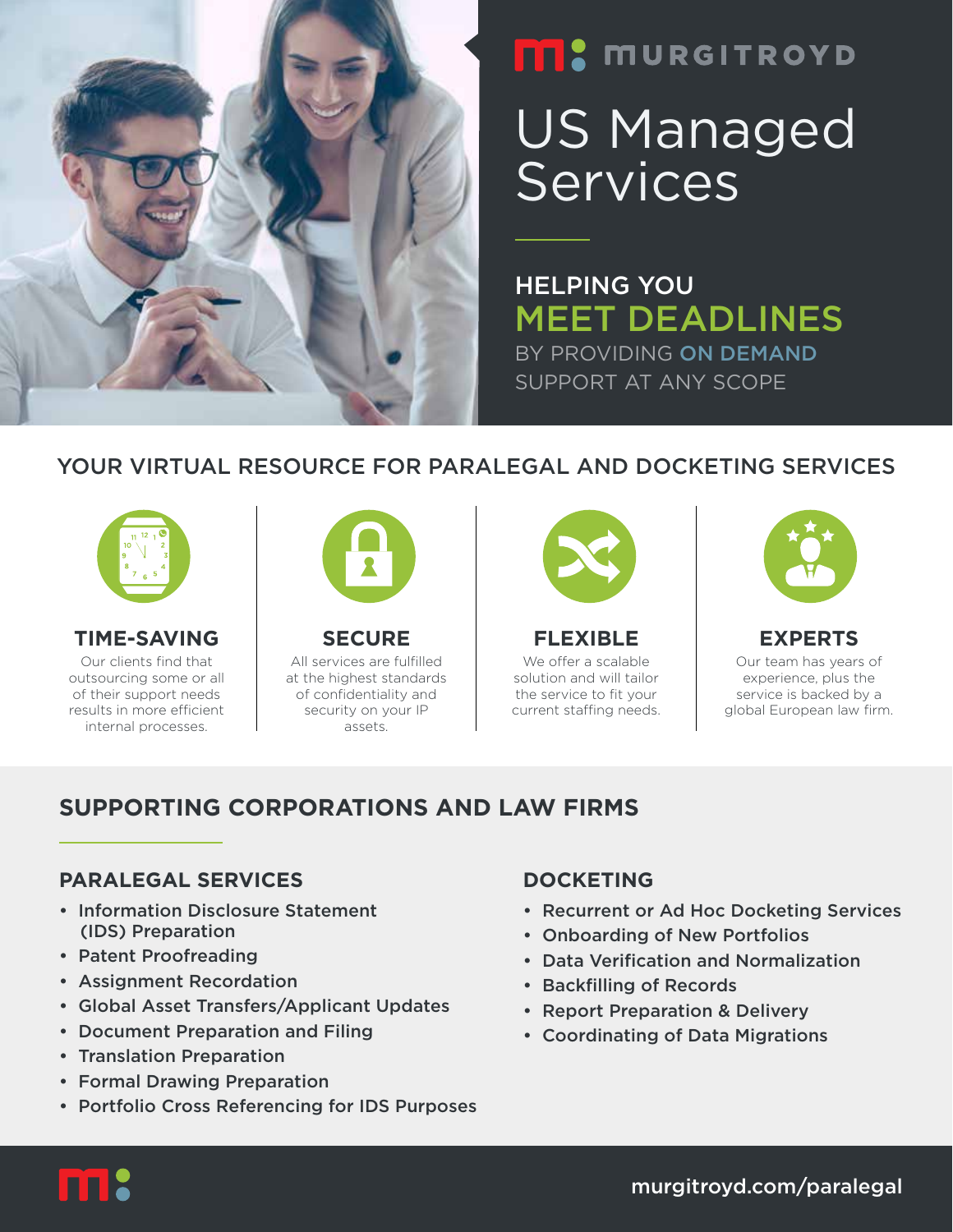MURGITROYD

# US Managed Services

HELPING YOU
**MEET DEADLINES**
BY PROVIDING **ON DEMAND** SUPPORT AT ANY SCOPE

## YOUR VIRTUAL RESOURCE FOR PARALEGAL AND DOCKETING SERVICES

### TIME-SAVING

Our clients find that outsourcing some or all of their support needs results in more efficient internal processes.

### SECURE

All services are fulfilled at the highest standards of confidentiality and security on your IP assets.

### FLEXIBLE

We offer a scalable solution and will tailor the service to fit your current staffing needs.

### EXPERTS

Our team has years of experience, plus the service is backed by a global European law firm.

## SUPPORTING CORPORATIONS AND LAW FIRMS

### PARALEGAL SERVICES

- Information Disclosure Statement (IDS) Preparation
- Patent Proofreading
- Assignment Recordation
- Global Asset Transfers/Applicant Updates
- Document Preparation and Filing
- Translation Preparation
- Formal Drawing Preparation
- Portfolio Cross Referencing for IDS Purposes

### DOCKETING

- Recurrent or Ad Hoc Docketing Services
- Onboarding of New Portfolios
- Data Verification and Normalization
- Backfilling of Records
- Report Preparation & Delivery
- Coordinating of Data Migrations

murgitroyd.com/paralegal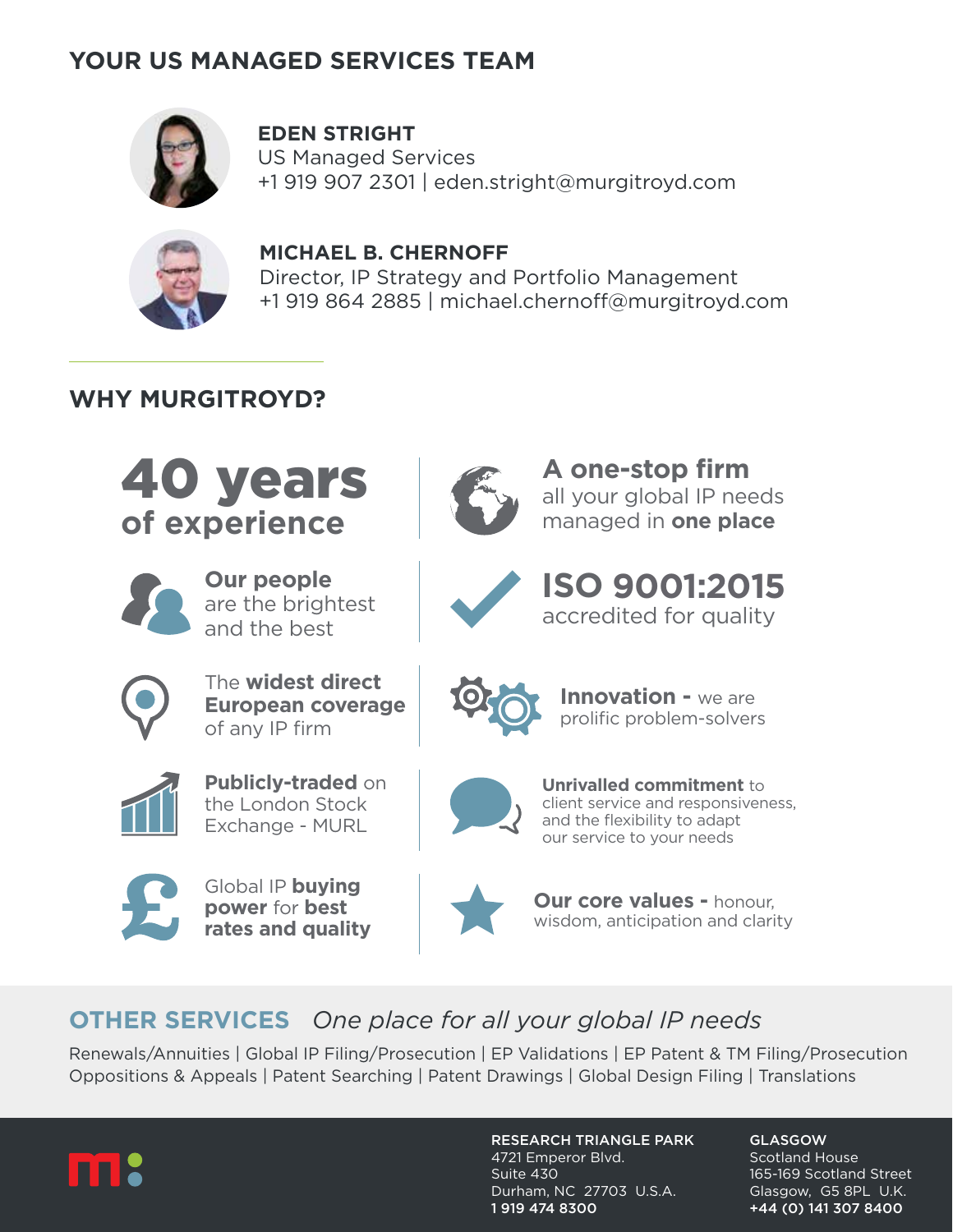## YOUR US MANAGED SERVICES TEAM

**EDEN STRIGHT**
US Managed Services
+1 919 907 2301 | eden.stright@murgitroyd.com

**MICHAEL B. CHERNOFF**
Director, IP Strategy and Portfolio Management
+1 919 864 2885 | michael.chernoff@murgitroyd.com

## WHY MURGITROYD?

**40 years of experience**

**A one-stop firm** all your global IP needs managed in **one place**

**Our people** are the brightest and the best

**ISO 9001:2015** accredited for quality

The **widest direct European coverage** of any IP firm

**Innovation -** we are prolific problem-solvers

**Publicly-traded** on the London Stock Exchange - MURL

**Unrivalled commitment** to client service and responsiveness, and the flexibility to adapt our service to your needs

Global IP **buying power** for **best rates and quality**

**Our core values -** honour, wisdom, anticipation and clarity

## OTHER SERVICES *One place for all your global IP needs*

Renewals/Annuities | Global IP Filing/Prosecution | EP Validations | EP Patent & TM Filing/Prosecution
Oppositions & Appeals | Patent Searching | Patent Drawings | Global Design Filing | Translations

**RESEARCH TRIANGLE PARK**
4721 Emperor Blvd.
Suite 430
Durham, NC 27703 U.S.A.
**1 919 474 8300**

**GLASGOW**
Scotland House
165-169 Scotland Street
Glasgow, G5 8PL U.K.
**+44 (0) 141 307 8400**